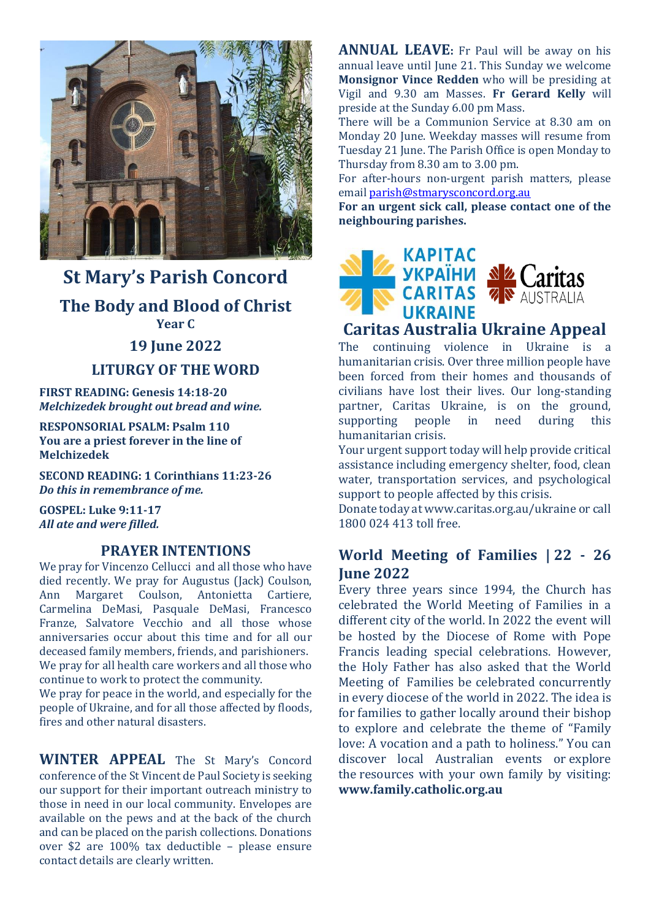# St Mary's Parish Concord

## The Body and Blood of Christ

**Year C**

## 19 June 2022

## LITURGY OF THE WORD

**FIRST READING: Genesis 14:18-20**
***Melchizedek brought out bread and wine.***

**RESPONSORIAL PSALM: Psalm 110**
**You are a priest forever in the line of Melchizedek**

**SECOND READING: 1 Corinthians 11:23-26**
***Do this in remembrance of me.***

**GOSPEL: Luke 9:11-17**
***All ate and were filled.***

### PRAYER INTENTIONS

We pray for Vincenzo Cellucci and all those who have died recently. We pray for Augustus (Jack) Coulson, Ann Margaret Coulson, Antonietta Cartiere, Carmelina DeMasi, Pasquale DeMasi, Francesco Franze, Salvatore Vecchio and all those whose anniversaries occur about this time and for all our deceased family members, friends, and parishioners.
We pray for all health care workers and all those who continue to work to protect the community.
We pray for peace in the world, and especially for the people of Ukraine, and for all those affected by floods, fires and other natural disasters.

**WINTER APPEAL** The St Mary's Concord conference of the St Vincent de Paul Society is seeking our support for their important outreach ministry to those in need in our local community. Envelopes are available on the pews and at the back of the church and can be placed on the parish collections. Donations over $2 are 100% tax deductible – please ensure contact details are clearly written.

**ANNUAL LEAVE:** Fr Paul will be away on his annual leave until June 21. This Sunday we welcome **Monsignor Vince Redden** who will be presiding at Vigil and 9.30 am Masses. **Fr Gerard Kelly** will preside at the Sunday 6.00 pm Mass.
There will be a Communion Service at 8.30 am on Monday 20 June. Weekday masses will resume from Tuesday 21 June. The Parish Office is open Monday to Thursday from 8.30 am to 3.00 pm.
For after-hours non-urgent parish matters, please email parish@stmarysconcord.org.au
**For an urgent sick call, please contact one of the neighbouring parishes.**

КАРІТАС УКРАЇНИ CARITAS UKRAINE

Caritas AUSTRALIA

## Caritas Australia Ukraine Appeal

The continuing violence in Ukraine is a humanitarian crisis. Over three million people have been forced from their homes and thousands of civilians have lost their lives. Our long-standing partner, Caritas Ukraine, is on the ground, supporting people in need during this humanitarian crisis.
Your urgent support today will help provide critical assistance including emergency shelter, food, clean water, transportation services, and psychological support to people affected by this crisis.
Donate today at www.caritas.org.au/ukraine or call 1800 024 413 toll free.

## World Meeting of Families | 22 - 26 June 2022

Every three years since 1994, the Church has celebrated the World Meeting of Families in a different city of the world. In 2022 the event will be hosted by the Diocese of Rome with Pope Francis leading special celebrations. However, the Holy Father has also asked that the World Meeting of Families be celebrated concurrently in every diocese of the world in 2022. The idea is for families to gather locally around their bishop to explore and celebrate the theme of "Family love: A vocation and a path to holiness." You can discover local Australian events or explore the resources with your own family by visiting: **www.family.catholic.org.au**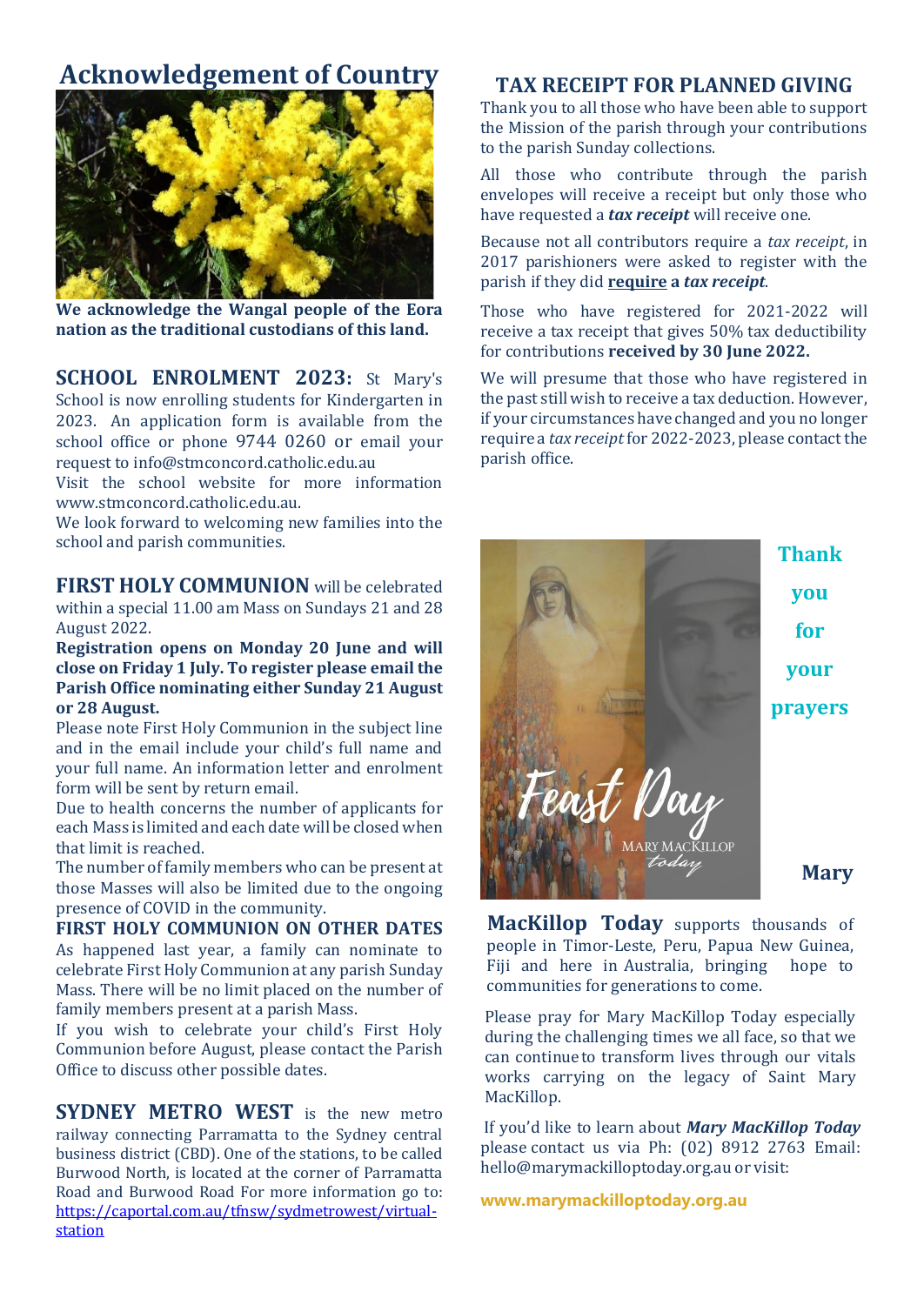# Acknowledgement of Country

**We acknowledge the Wangal people of the Eora nation as the traditional custodians of this land.**

**SCHOOL ENROLMENT 2023:** St Mary's School is now enrolling students for Kindergarten in 2023. An application form is available from the school office or phone 9744 0260 or email your request to info@stmconcord.catholic.edu.au

Visit the school website for more information www.stmconcord.catholic.edu.au.

We look forward to welcoming new families into the school and parish communities.

**FIRST HOLY COMMUNION** will be celebrated within a special 11.00 am Mass on Sundays 21 and 28 August 2022.

**Registration opens on Monday 20 June and will close on Friday 1 July. To register please email the Parish Office nominating either Sunday 21 August or 28 August.**

Please note First Holy Communion in the subject line and in the email include your child's full name and your full name. An information letter and enrolment form will be sent by return email.

Due to health concerns the number of applicants for each Mass is limited and each date will be closed when that limit is reached.

The number of family members who can be present at those Masses will also be limited due to the ongoing presence of COVID in the community.

**FIRST HOLY COMMUNION ON OTHER DATES**

As happened last year, a family can nominate to celebrate First Holy Communion at any parish Sunday Mass. There will be no limit placed on the number of family members present at a parish Mass.

If you wish to celebrate your child's First Holy Communion before August, please contact the Parish Office to discuss other possible dates.

**SYDNEY METRO WEST** is the new metro railway connecting Parramatta to the Sydney central business district (CBD). One of the stations, to be called Burwood North, is located at the corner of Parramatta Road and Burwood Road For more information go to: https://caportal.com.au/tfnsw/sydmetrowest/virtual-station

## TAX RECEIPT FOR PLANNED GIVING

Thank you to all those who have been able to support the Mission of the parish through your contributions to the parish Sunday collections.

All those who contribute through the parish envelopes will receive a receipt but only those who have requested a ***tax receipt*** will receive one.

Because not all contributors require a *tax receipt*, in 2017 parishioners were asked to register with the parish if they did **require** **a** ***tax receipt***.

Those who have registered for 2021-2022 will receive a tax receipt that gives 50% tax deductibility for contributions **received by 30 June 2022.**

We will presume that those who have registered in the past still wish to receive a tax deduction. However, if your circumstances have changed and you no longer require a *tax receipt* for 2022-2023, please contact the parish office.

Feast Day

MARY MACKILLOP *today*

**Thank you for your prayers**

**Mary MacKillop Today** supports thousands of people in Timor-Leste, Peru, Papua New Guinea, Fiji and here in Australia, bringing hope to communities for generations to come.

Please pray for Mary MacKillop Today especially during the challenging times we all face, so that we can continue to transform lives through our vitals works carrying on the legacy of Saint Mary MacKillop.

If you'd like to learn about ***Mary MacKillop Today*** please contact us via Ph: (02) 8912 2763 Email: hello@marymackilloptoday.org.au or visit:

**www.marymackilloptoday.org.au**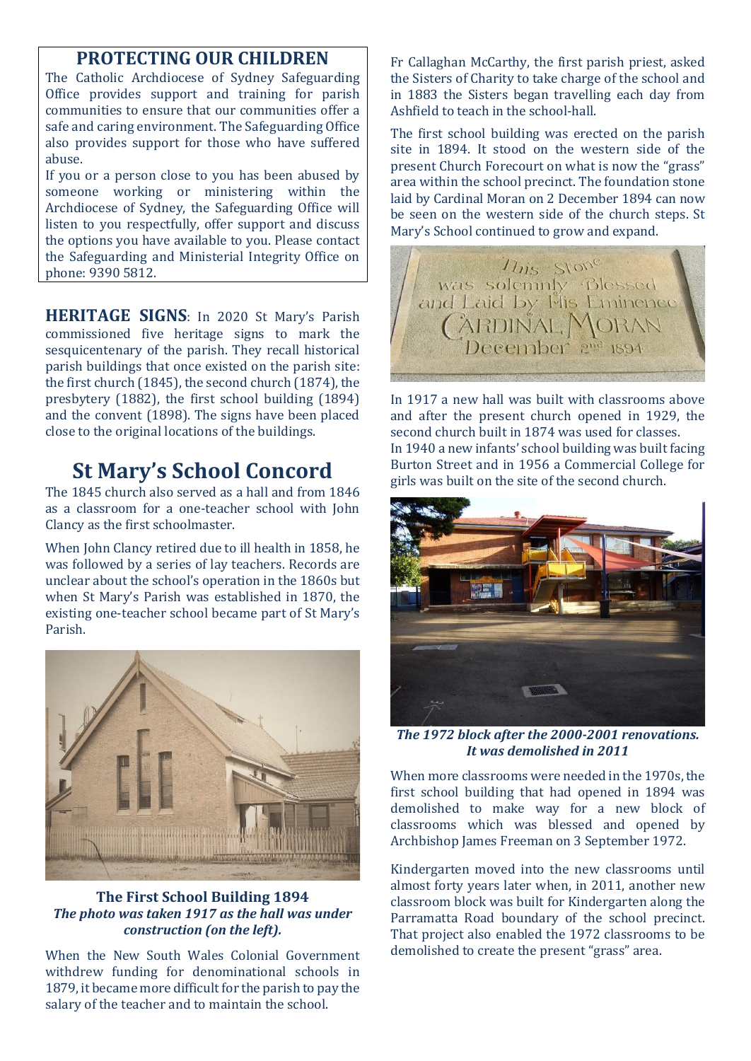## PROTECTING OUR CHILDREN

The Catholic Archdiocese of Sydney Safeguarding Office provides support and training for parish communities to ensure that our communities offer a safe and caring environment. The Safeguarding Office also provides support for those who have suffered abuse.

If you or a person close to you has been abused by someone working or ministering within the Archdiocese of Sydney, the Safeguarding Office will listen to you respectfully, offer support and discuss the options you have available to you. Please contact the Safeguarding and Ministerial Integrity Office on phone: 9390 5812.

**HERITAGE SIGNS**: In 2020 St Mary's Parish commissioned five heritage signs to mark the sesquicentenary of the parish. They recall historical parish buildings that once existed on the parish site: the first church (1845), the second church (1874), the presbytery (1882), the first school building (1894) and the convent (1898). The signs have been placed close to the original locations of the buildings.

# St Mary's School Concord

The 1845 church also served as a hall and from 1846 as a classroom for a one-teacher school with John Clancy as the first schoolmaster.

When John Clancy retired due to ill health in 1858, he was followed by a series of lay teachers. Records are unclear about the school's operation in the 1860s but when St Mary's Parish was established in 1870, the existing one-teacher school became part of St Mary's Parish.

**The First School Building 1894**
***The photo was taken 1917 as the hall was under construction (on the left).***

When the New South Wales Colonial Government withdrew funding for denominational schools in 1879, it became more difficult for the parish to pay the salary of the teacher and to maintain the school.

Fr Callaghan McCarthy, the first parish priest, asked the Sisters of Charity to take charge of the school and in 1883 the Sisters began travelling each day from Ashfield to teach in the school-hall.

The first school building was erected on the parish site in 1894. It stood on the western side of the present Church Forecourt on what is now the "grass" area within the school precinct. The foundation stone laid by Cardinal Moran on 2 December 1894 can now be seen on the western side of the church steps. St Mary's School continued to grow and expand.

In 1917 a new hall was built with classrooms above and after the present church opened in 1929, the second church built in 1874 was used for classes.

In 1940 a new infants' school building was built facing Burton Street and in 1956 a Commercial College for girls was built on the site of the second church.

***The 1972 block after the 2000-2001 renovations. It was demolished in 2011***

When more classrooms were needed in the 1970s, the first school building that had opened in 1894 was demolished to make way for a new block of classrooms which was blessed and opened by Archbishop James Freeman on 3 September 1972.

Kindergarten moved into the new classrooms until almost forty years later when, in 2011, another new classroom block was built for Kindergarten along the Parramatta Road boundary of the school precinct. That project also enabled the 1972 classrooms to be demolished to create the present "grass" area.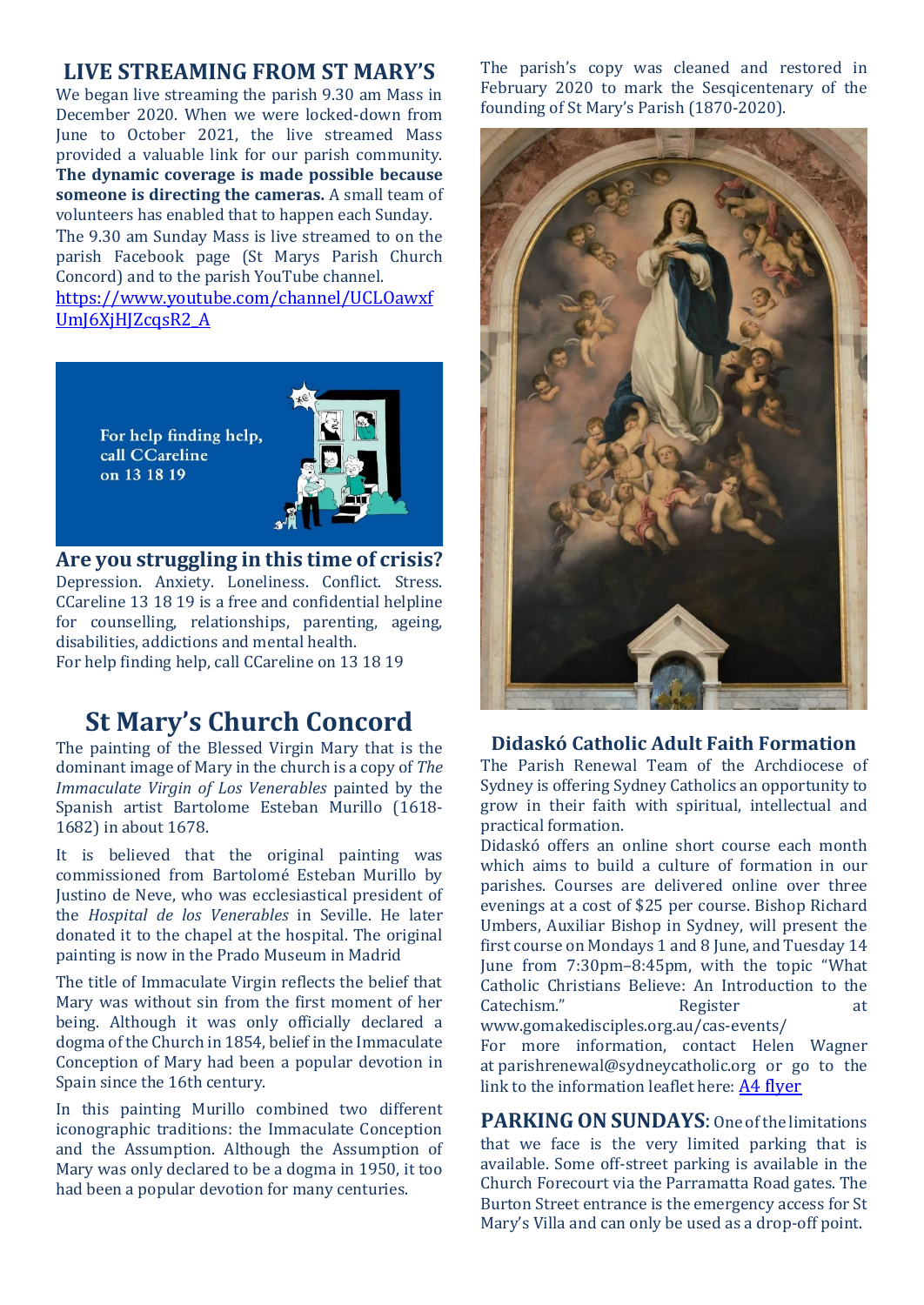## LIVE STREAMING FROM ST MARY'S

We began live streaming the parish 9.30 am Mass in December 2020. When we were locked-down from June to October 2021, the live streamed Mass provided a valuable link for our parish community. **The dynamic coverage is made possible because someone is directing the cameras.** A small team of volunteers has enabled that to happen each Sunday.

The 9.30 am Sunday Mass is live streamed to on the parish Facebook page (St Marys Parish Church Concord) and to the parish YouTube channel. [https://www.youtube.com/channel/UCLOawxfUmJ6XjHJZcqsR2_A](https://www.youtube.com/channel/UCLOawxfUmJ6XjHJZcqsR2_A)

For help finding help, call CCareline on 13 18 19

### Are you struggling in this time of crisis?

Depression. Anxiety. Loneliness. Conflict. Stress. CCareline 13 18 19 is a free and confidential helpline for counselling, relationships, parenting, ageing, disabilities, addictions and mental health.

For help finding help, call CCareline on 13 18 19

## St Mary's Church Concord

The painting of the Blessed Virgin Mary that is the dominant image of Mary in the church is a copy of *The Immaculate Virgin of Los Venerables* painted by the Spanish artist Bartolome Esteban Murillo (1618-1682) in about 1678.

It is believed that the original painting was commissioned from Bartolomé Esteban Murillo by Justino de Neve, who was ecclesiastical president of the *Hospital de los Venerables* in Seville. He later donated it to the chapel at the hospital. The original painting is now in the Prado Museum in Madrid

The title of Immaculate Virgin reflects the belief that Mary was without sin from the first moment of her being. Although it was only officially declared a dogma of the Church in 1854, belief in the Immaculate Conception of Mary had been a popular devotion in Spain since the 16th century.

In this painting Murillo combined two different iconographic traditions: the Immaculate Conception and the Assumption. Although the Assumption of Mary was only declared to be a dogma in 1950, it too had been a popular devotion for many centuries.

The parish's copy was cleaned and restored in February 2020 to mark the Sesqicentenary of the founding of St Mary's Parish (1870-2020).

### Didaskó Catholic Adult Faith Formation

The Parish Renewal Team of the Archdiocese of Sydney is offering Sydney Catholics an opportunity to grow in their faith with spiritual, intellectual and practical formation.

Didaskó offers an online short course each month which aims to build a culture of formation in our parishes. Courses are delivered online over three evenings at a cost of $25 per course. Bishop Richard Umbers, Auxiliar Bishop in Sydney, will present the first course on Mondays 1 and 8 June, and Tuesday 14 June from 7:30pm–8:45pm, with the topic "What Catholic Christians Believe: An Introduction to the Catechism." Register at www.gomakedisciples.org.au/cas-events/

For more information, contact Helen Wagner at parishrenewal@sydneycatholic.org or go to the link to the information leaflet here: [A4 flyer]

**PARKING ON SUNDAYS**: One of the limitations that we face is the very limited parking that is available. Some off-street parking is available in the Church Forecourt via the Parramatta Road gates. The Burton Street entrance is the emergency access for St Mary's Villa and can only be used as a drop-off point.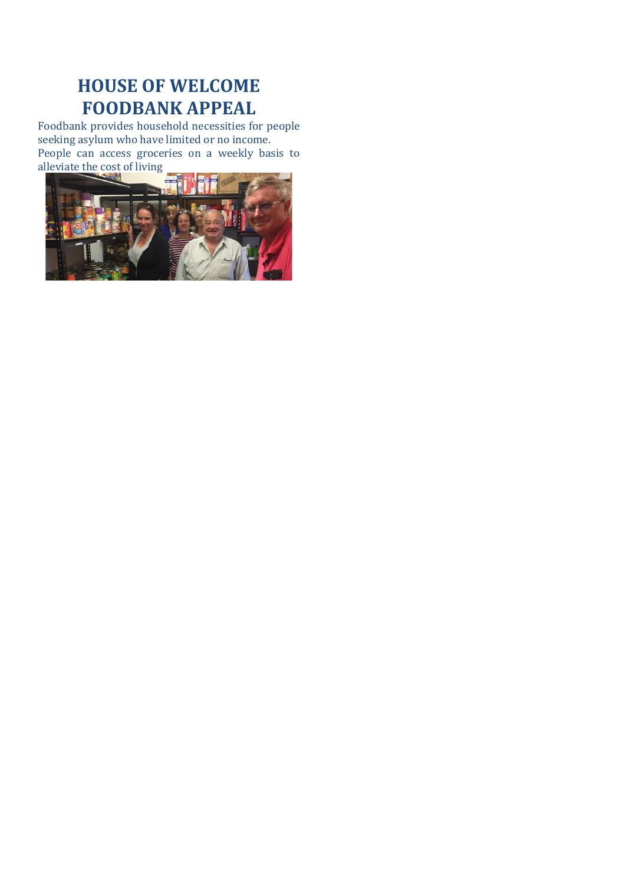# HOUSE OF WELCOME FOODBANK APPEAL

Foodbank provides household necessities for people seeking asylum who have limited or no income. People can access groceries on a weekly basis to alleviate the cost of living